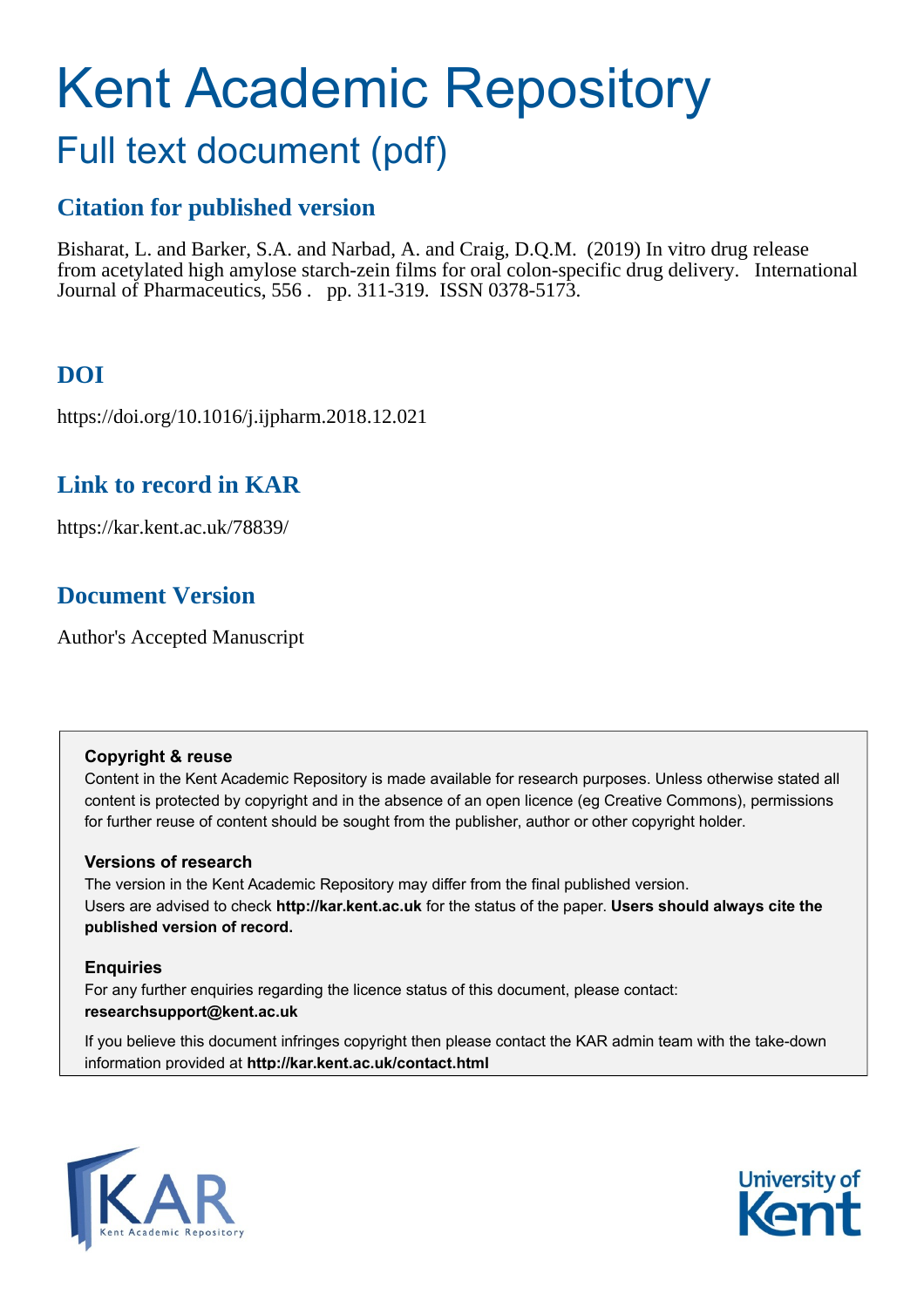# Kent Academic Repository

## Full text document (pdf)

### Citation for published version

Bisharat, L. and Barker, S.A. and Narbad, A. and Craig, D.Q.M. (2019) In vitro drug release from acetylated high amylose starch-zein films for oral colon-specific drug delivery. International Journal of Pharmaceutics, 556 . pp. 311-319. ISSN 0378-5173.

### DOI

https://doi.org/10.1016/j.ijpharm.2018.12.021

### Link to record in KAR

https://kar.kent.ac.uk/78839/

### Document Version

Author's Accepted Manuscript

**Copyright & reuse**

Content in the Kent Academic Repository is made available for research purposes. Unless otherwise stated all content is protected by copyright and in the absence of an open licence (eg Creative Commons), permissions for further reuse of content should be sought from the publisher, author or other copyright holder.

**Versions of research**

The version in the Kent Academic Repository may differ from the final published version. Users are advised to check **http://kar.kent.ac.uk** for the status of the paper. **Users should always cite the published version of record.**

**Enquiries**

For any further enquiries regarding the licence status of this document, please contact: **researchsupport@kent.ac.uk**

If you believe this document infringes copyright then please contact the KAR admin team with the take-down information provided at **http://kar.kent.ac.uk/contact.html**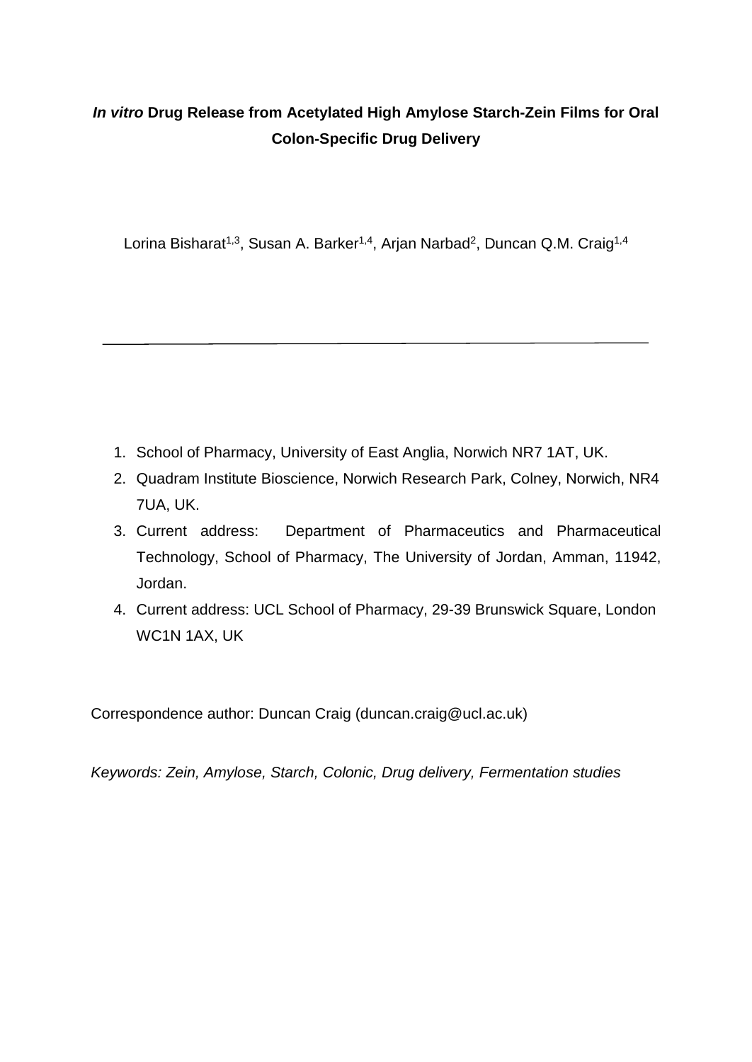# *In vitro* Drug Release from Acetylated High Amylose Starch-Zein Films for Oral Colon-Specific Drug Delivery

Lorina Bisharat[1,3], Susan A. Barker[1,4], Arjan Narbad[2], Duncan Q.M. Craig[1,4]

---

1. School of Pharmacy, University of East Anglia, Norwich NR7 1AT, UK.
2. Quadram Institute Bioscience, Norwich Research Park, Colney, Norwich, NR4 7UA, UK.
3. Current address: Department of Pharmaceutics and Pharmaceutical Technology, School of Pharmacy, The University of Jordan, Amman, 11942, Jordan.
4. Current address: UCL School of Pharmacy, 29-39 Brunswick Square, London WC1N 1AX, UK

Correspondence author: Duncan Craig (duncan.craig@ucl.ac.uk)

*Keywords: Zein, Amylose, Starch, Colonic, Drug delivery, Fermentation studies*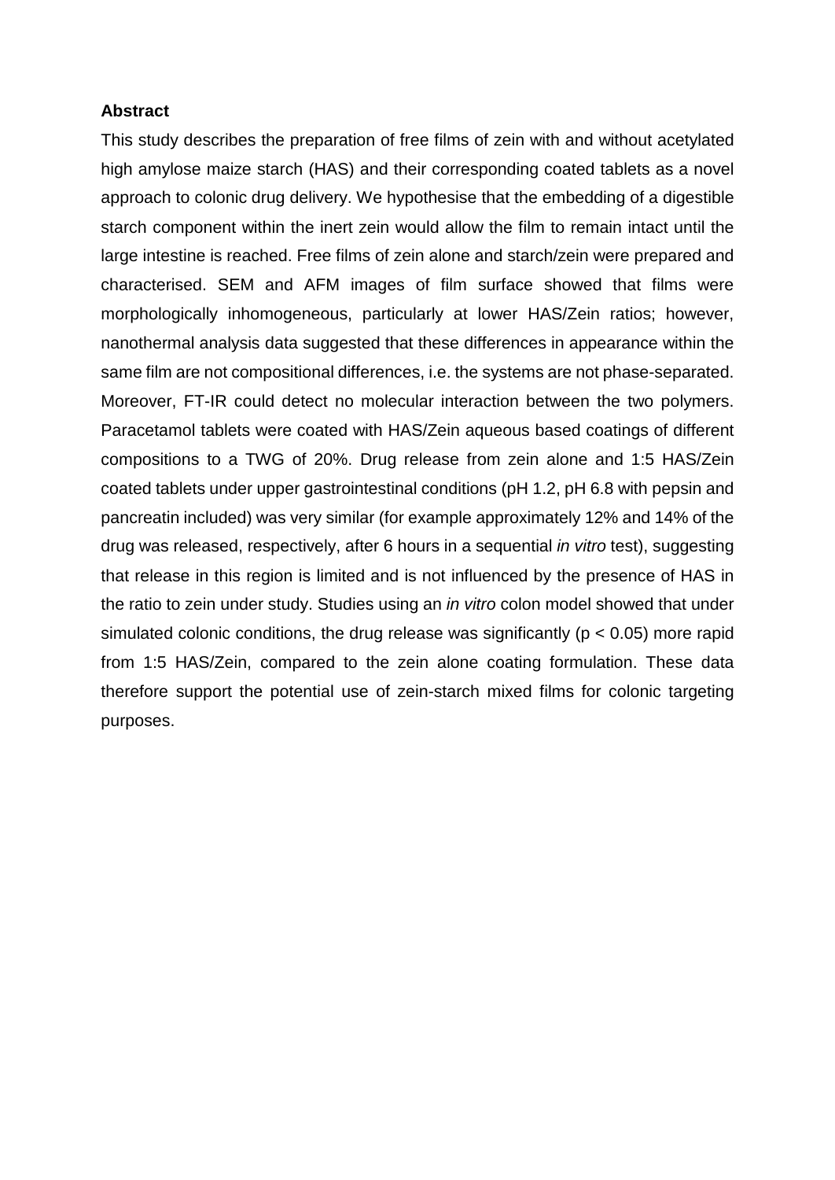**Abstract**

This study describes the preparation of free films of zein with and without acetylated high amylose maize starch (HAS) and their corresponding coated tablets as a novel approach to colonic drug delivery. We hypothesise that the embedding of a digestible starch component within the inert zein would allow the film to remain intact until the large intestine is reached. Free films of zein alone and starch/zein were prepared and characterised. SEM and AFM images of film surface showed that films were morphologically inhomogeneous, particularly at lower HAS/Zein ratios; however, nanothermal analysis data suggested that these differences in appearance within the same film are not compositional differences, i.e. the systems are not phase-separated. Moreover, FT-IR could detect no molecular interaction between the two polymers. Paracetamol tablets were coated with HAS/Zein aqueous based coatings of different compositions to a TWG of 20%. Drug release from zein alone and 1:5 HAS/Zein coated tablets under upper gastrointestinal conditions (pH 1.2, pH 6.8 with pepsin and pancreatin included) was very similar (for example approximately 12% and 14% of the drug was released, respectively, after 6 hours in a sequential *in vitro* test), suggesting that release in this region is limited and is not influenced by the presence of HAS in the ratio to zein under study. Studies using an *in vitro* colon model showed that under simulated colonic conditions, the drug release was significantly ($p < 0.05$) more rapid from 1:5 HAS/Zein, compared to the zein alone coating formulation. These data therefore support the potential use of zein-starch mixed films for colonic targeting purposes.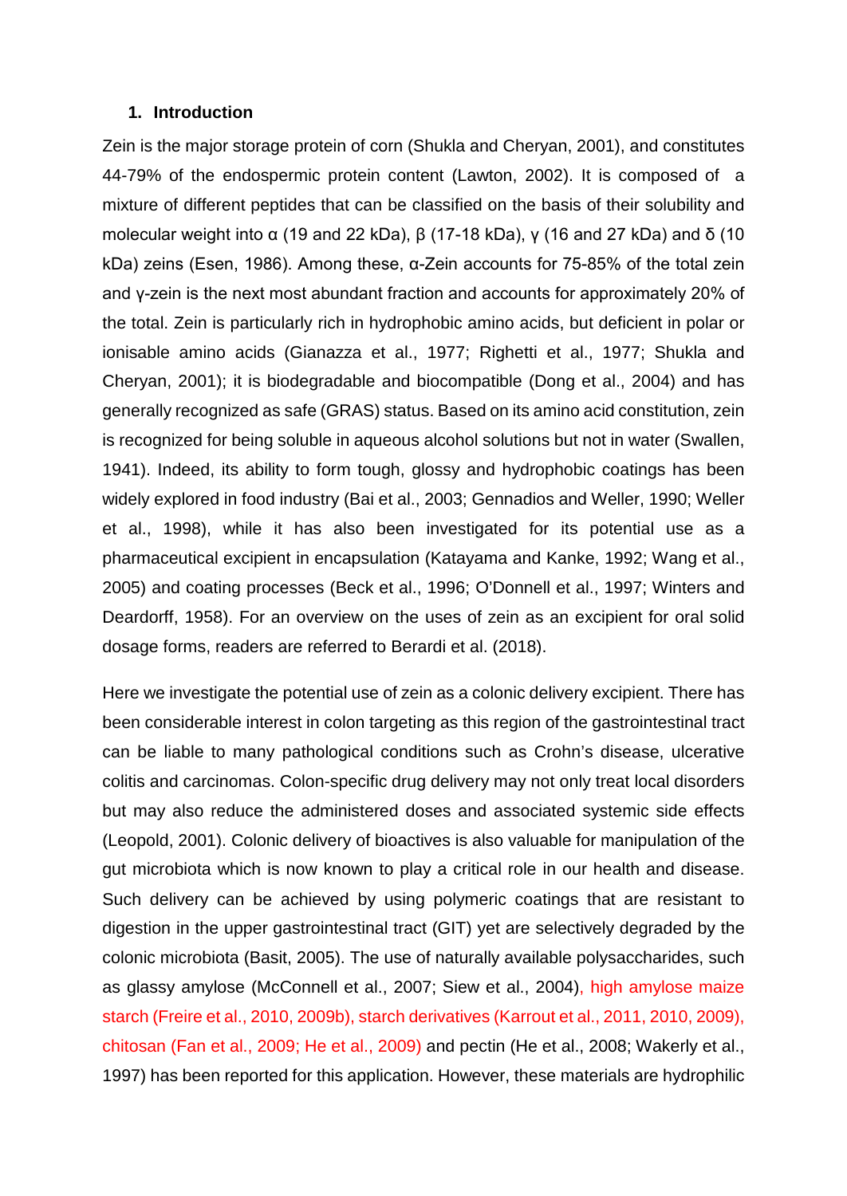## 1. Introduction

Zein is the major storage protein of corn (Shukla and Cheryan, 2001), and constitutes 44-79% of the endospermic protein content (Lawton, 2002). It is composed of a mixture of different peptides that can be classified on the basis of their solubility and molecular weight into α (19 and 22 kDa), β (17-18 kDa), γ (16 and 27 kDa) and δ (10 kDa) zeins (Esen, 1986). Among these, α-Zein accounts for 75-85% of the total zein and γ-zein is the next most abundant fraction and accounts for approximately 20% of the total. Zein is particularly rich in hydrophobic amino acids, but deficient in polar or ionisable amino acids (Gianazza et al., 1977; Righetti et al., 1977; Shukla and Cheryan, 2001); it is biodegradable and biocompatible (Dong et al., 2004) and has generally recognized as safe (GRAS) status. Based on its amino acid constitution, zein is recognized for being soluble in aqueous alcohol solutions but not in water (Swallen, 1941). Indeed, its ability to form tough, glossy and hydrophobic coatings has been widely explored in food industry (Bai et al., 2003; Gennadios and Weller, 1990; Weller et al., 1998), while it has also been investigated for its potential use as a pharmaceutical excipient in encapsulation (Katayama and Kanke, 1992; Wang et al., 2005) and coating processes (Beck et al., 1996; O'Donnell et al., 1997; Winters and Deardorff, 1958). For an overview on the uses of zein as an excipient for oral solid dosage forms, readers are referred to Berardi et al. (2018).

Here we investigate the potential use of zein as a colonic delivery excipient. There has been considerable interest in colon targeting as this region of the gastrointestinal tract can be liable to many pathological conditions such as Crohn's disease, ulcerative colitis and carcinomas. Colon-specific drug delivery may not only treat local disorders but may also reduce the administered doses and associated systemic side effects (Leopold, 2001). Colonic delivery of bioactives is also valuable for manipulation of the gut microbiota which is now known to play a critical role in our health and disease. Such delivery can be achieved by using polymeric coatings that are resistant to digestion in the upper gastrointestinal tract (GIT) yet are selectively degraded by the colonic microbiota (Basit, 2005). The use of naturally available polysaccharides, such as glassy amylose (McConnell et al., 2007; Siew et al., 2004), high amylose maize starch (Freire et al., 2010, 2009b), starch derivatives (Karrout et al., 2011, 2010, 2009), chitosan (Fan et al., 2009; He et al., 2009) and pectin (He et al., 2008; Wakerly et al., 1997) has been reported for this application. However, these materials are hydrophilic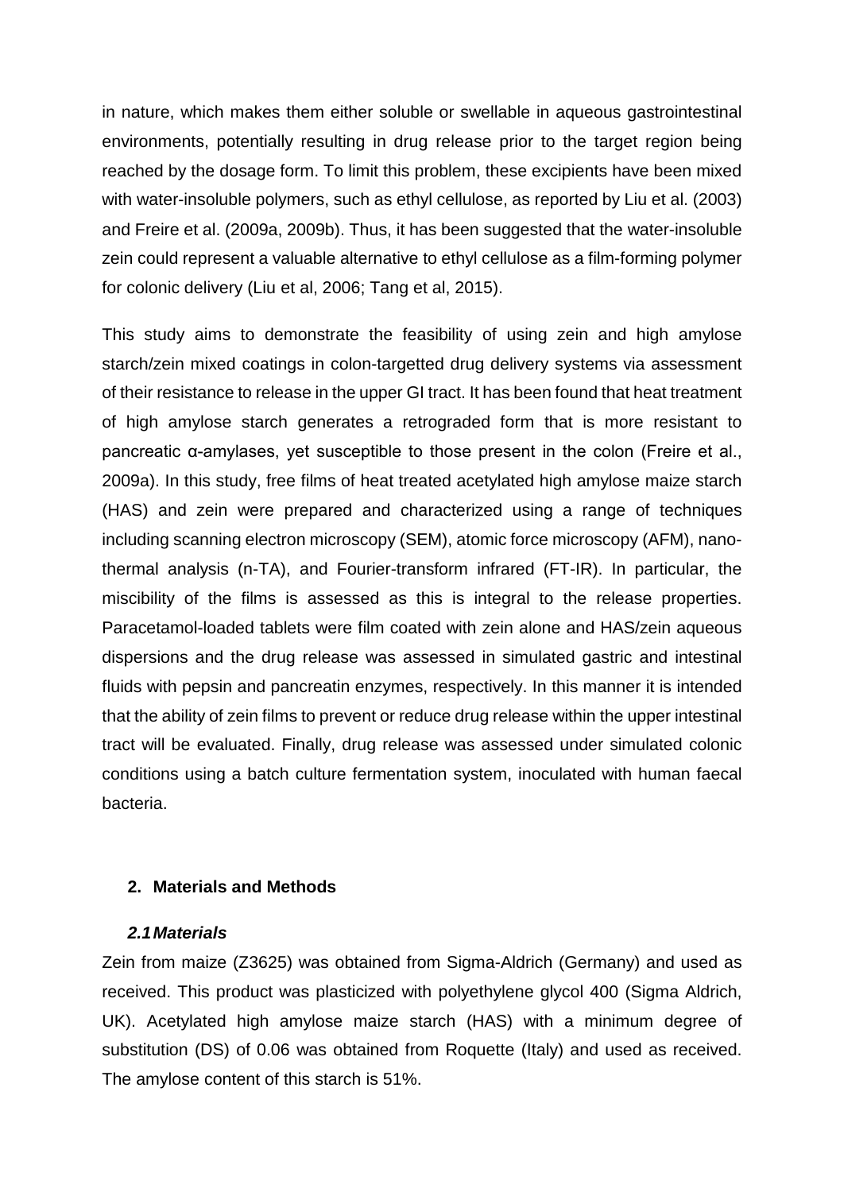in nature, which makes them either soluble or swellable in aqueous gastrointestinal environments, potentially resulting in drug release prior to the target region being reached by the dosage form. To limit this problem, these excipients have been mixed with water-insoluble polymers, such as ethyl cellulose, as reported by Liu et al. (2003) and Freire et al. (2009a, 2009b). Thus, it has been suggested that the water-insoluble zein could represent a valuable alternative to ethyl cellulose as a film-forming polymer for colonic delivery (Liu et al, 2006; Tang et al, 2015).

This study aims to demonstrate the feasibility of using zein and high amylose starch/zein mixed coatings in colon-targetted drug delivery systems via assessment of their resistance to release in the upper GI tract. It has been found that heat treatment of high amylose starch generates a retrograded form that is more resistant to pancreatic α-amylases, yet susceptible to those present in the colon (Freire et al., 2009a). In this study, free films of heat treated acetylated high amylose maize starch (HAS) and zein were prepared and characterized using a range of techniques including scanning electron microscopy (SEM), atomic force microscopy (AFM), nano-thermal analysis (n-TA), and Fourier-transform infrared (FT-IR). In particular, the miscibility of the films is assessed as this is integral to the release properties. Paracetamol-loaded tablets were film coated with zein alone and HAS/zein aqueous dispersions and the drug release was assessed in simulated gastric and intestinal fluids with pepsin and pancreatin enzymes, respectively. In this manner it is intended that the ability of zein films to prevent or reduce drug release within the upper intestinal tract will be evaluated. Finally, drug release was assessed under simulated colonic conditions using a batch culture fermentation system, inoculated with human faecal bacteria.

## 2. Materials and Methods

### *2.1 Materials*

Zein from maize (Z3625) was obtained from Sigma-Aldrich (Germany) and used as received. This product was plasticized with polyethylene glycol 400 (Sigma Aldrich, UK). Acetylated high amylose maize starch (HAS) with a minimum degree of substitution (DS) of 0.06 was obtained from Roquette (Italy) and used as received. The amylose content of this starch is 51%.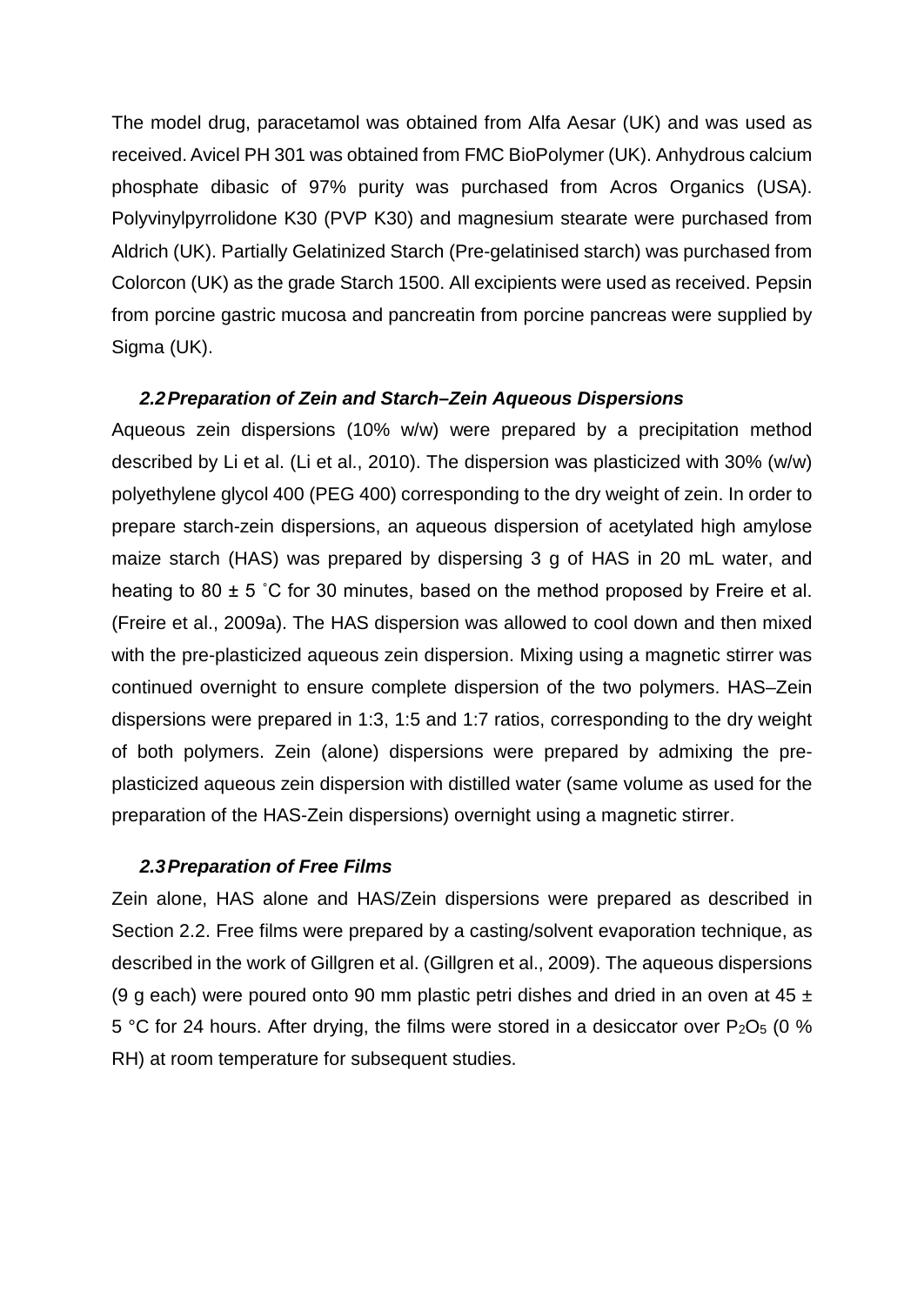The model drug, paracetamol was obtained from Alfa Aesar (UK) and was used as received. Avicel PH 301 was obtained from FMC BioPolymer (UK). Anhydrous calcium phosphate dibasic of 97% purity was purchased from Acros Organics (USA). Polyvinylpyrrolidone K30 (PVP K30) and magnesium stearate were purchased from Aldrich (UK). Partially Gelatinized Starch (Pre-gelatinised starch) was purchased from Colorcon (UK) as the grade Starch 1500. All excipients were used as received. Pepsin from porcine gastric mucosa and pancreatin from porcine pancreas were supplied by Sigma (UK).

### *2.2 Preparation of Zein and Starch–Zein Aqueous Dispersions*

Aqueous zein dispersions (10% w/w) were prepared by a precipitation method described by Li et al. (Li et al., 2010). The dispersion was plasticized with 30% (w/w) polyethylene glycol 400 (PEG 400) corresponding to the dry weight of zein. In order to prepare starch-zein dispersions, an aqueous dispersion of acetylated high amylose maize starch (HAS) was prepared by dispersing 3 g of HAS in 20 mL water, and heating to 80 ± 5 ˚C for 30 minutes, based on the method proposed by Freire et al. (Freire et al., 2009a). The HAS dispersion was allowed to cool down and then mixed with the pre-plasticized aqueous zein dispersion. Mixing using a magnetic stirrer was continued overnight to ensure complete dispersion of the two polymers. HAS–Zein dispersions were prepared in 1:3, 1:5 and 1:7 ratios, corresponding to the dry weight of both polymers. Zein (alone) dispersions were prepared by admixing the pre-plasticized aqueous zein dispersion with distilled water (same volume as used for the preparation of the HAS-Zein dispersions) overnight using a magnetic stirrer.

### *2.3 Preparation of Free Films*

Zein alone, HAS alone and HAS/Zein dispersions were prepared as described in Section 2.2. Free films were prepared by a casting/solvent evaporation technique, as described in the work of Gillgren et al. (Gillgren et al., 2009). The aqueous dispersions (9 g each) were poured onto 90 mm plastic petri dishes and dried in an oven at 45 ± 5 °C for 24 hours. After drying, the films were stored in a desiccator over $P_2O_5$ (0 % RH) at room temperature for subsequent studies.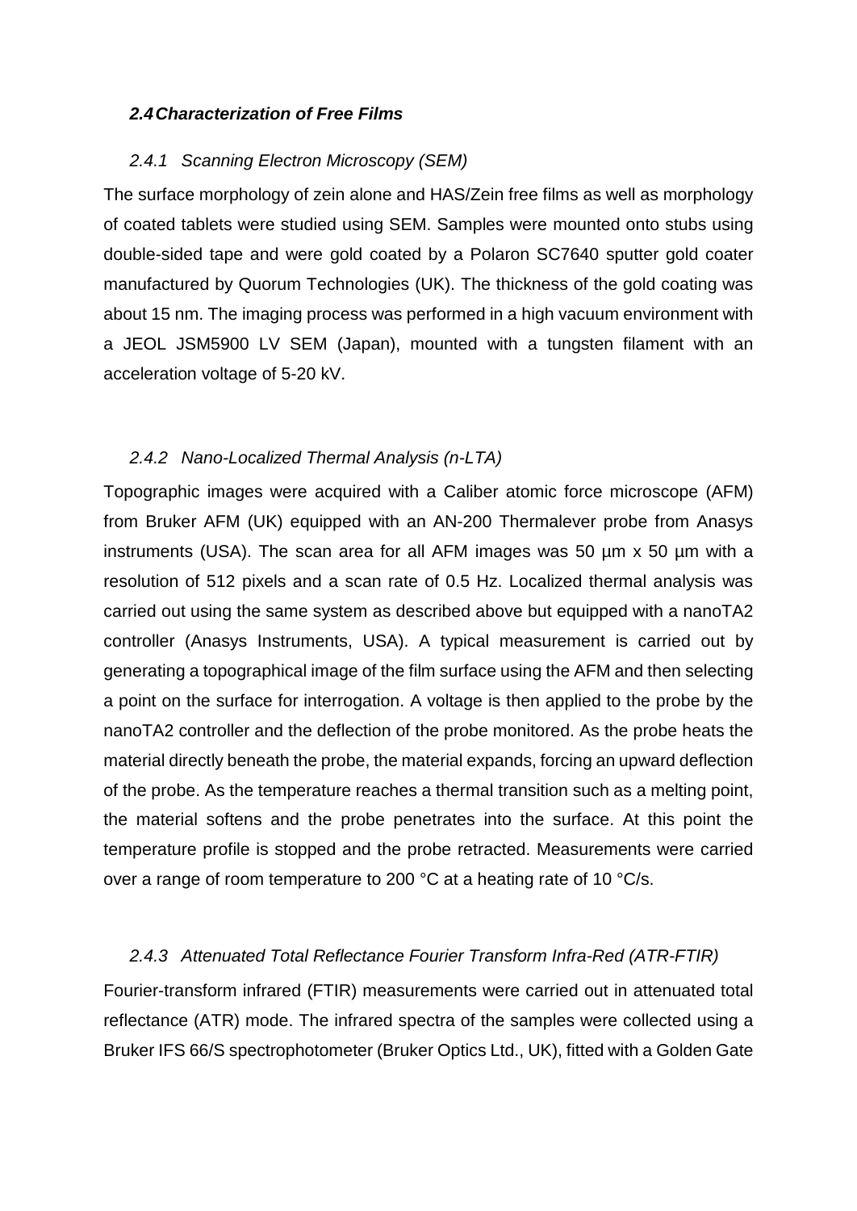## *2.4 Characterization of Free Films*

### *2.4.1 Scanning Electron Microscopy (SEM)*

The surface morphology of zein alone and HAS/Zein free films as well as morphology of coated tablets were studied using SEM. Samples were mounted onto stubs using double-sided tape and were gold coated by a Polaron SC7640 sputter gold coater manufactured by Quorum Technologies (UK). The thickness of the gold coating was about 15 nm. The imaging process was performed in a high vacuum environment with a JEOL JSM5900 LV SEM (Japan), mounted with a tungsten filament with an acceleration voltage of 5-20 kV.

### *2.4.2 Nano-Localized Thermal Analysis (n-LTA)*

Topographic images were acquired with a Caliber atomic force microscope (AFM) from Bruker AFM (UK) equipped with an AN-200 Thermalever probe from Anasys instruments (USA). The scan area for all AFM images was 50 µm x 50 µm with a resolution of 512 pixels and a scan rate of 0.5 Hz. Localized thermal analysis was carried out using the same system as described above but equipped with a nanoTA2 controller (Anasys Instruments, USA). A typical measurement is carried out by generating a topographical image of the film surface using the AFM and then selecting a point on the surface for interrogation. A voltage is then applied to the probe by the nanoTA2 controller and the deflection of the probe monitored. As the probe heats the material directly beneath the probe, the material expands, forcing an upward deflection of the probe. As the temperature reaches a thermal transition such as a melting point, the material softens and the probe penetrates into the surface. At this point the temperature profile is stopped and the probe retracted. Measurements were carried over a range of room temperature to 200 °C at a heating rate of 10 °C/s.

### *2.4.3 Attenuated Total Reflectance Fourier Transform Infra-Red (ATR-FTIR)*

Fourier-transform infrared (FTIR) measurements were carried out in attenuated total reflectance (ATR) mode. The infrared spectra of the samples were collected using a Bruker IFS 66/S spectrophotometer (Bruker Optics Ltd., UK), fitted with a Golden Gate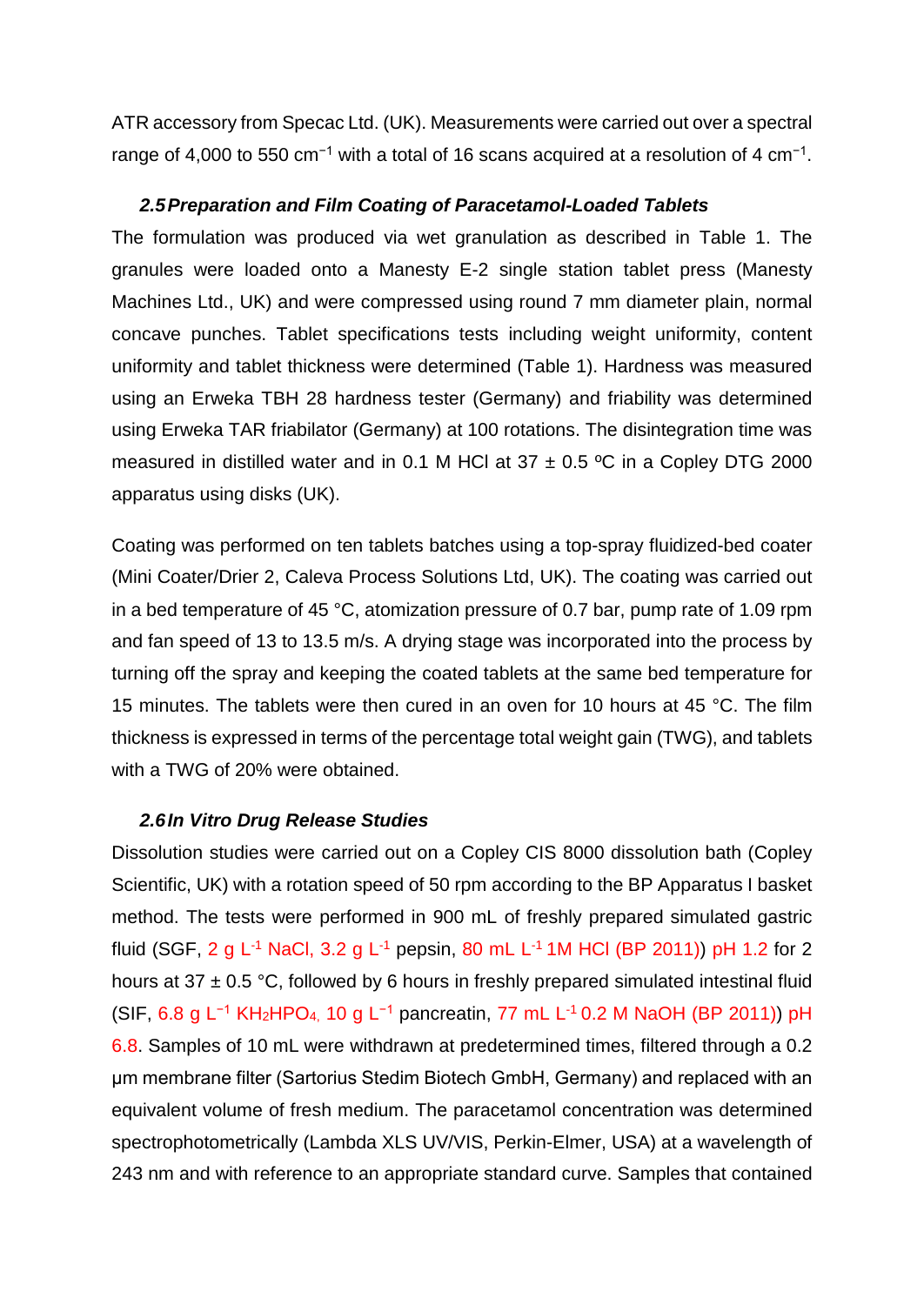ATR accessory from Specac Ltd. (UK). Measurements were carried out over a spectral range of 4,000 to 550 $cm^{-1}$ with a total of 16 scans acquired at a resolution of 4 $cm^{-1}$.

### *2.5 Preparation and Film Coating of Paracetamol-Loaded Tablets*

The formulation was produced via wet granulation as described in Table 1. The granules were loaded onto a Manesty E-2 single station tablet press (Manesty Machines Ltd., UK) and were compressed using round 7 mm diameter plain, normal concave punches. Tablet specifications tests including weight uniformity, content uniformity and tablet thickness were determined (Table 1). Hardness was measured using an Erweka TBH 28 hardness tester (Germany) and friability was determined using Erweka TAR friabilator (Germany) at 100 rotations. The disintegration time was measured in distilled water and in 0.1 M HCl at 37 ± 0.5 ºC in a Copley DTG 2000 apparatus using disks (UK).

Coating was performed on ten tablets batches using a top-spray fluidized-bed coater (Mini Coater/Drier 2, Caleva Process Solutions Ltd, UK). The coating was carried out in a bed temperature of 45 °C, atomization pressure of 0.7 bar, pump rate of 1.09 rpm and fan speed of 13 to 13.5 m/s. A drying stage was incorporated into the process by turning off the spray and keeping the coated tablets at the same bed temperature for 15 minutes. The tablets were then cured in an oven for 10 hours at 45 °C. The film thickness is expressed in terms of the percentage total weight gain (TWG), and tablets with a TWG of 20% were obtained.

### *2.6 In Vitro Drug Release Studies*

Dissolution studies were carried out on a Copley CIS 8000 dissolution bath (Copley Scientific, UK) with a rotation speed of 50 rpm according to the BP Apparatus I basket method. The tests were performed in 900 mL of freshly prepared simulated gastric fluid (SGF, 2 g $L^{-1}$ NaCl, 3.2 g $L^{-1}$ pepsin, 80 mL $L^{-1}$ 1M HCl (BP 2011)) pH 1.2 for 2 hours at 37 ± 0.5 °C, followed by 6 hours in freshly prepared simulated intestinal fluid (SIF, 6.8 g $L^{-1}$ $KH_2HPO_4$, 10 g $L^{-1}$ pancreatin, 77 mL $L^{-1}$ 0.2 M NaOH (BP 2011)) pH 6.8. Samples of 10 mL were withdrawn at predetermined times, filtered through a 0.2 µm membrane filter (Sartorius Stedim Biotech GmbH, Germany) and replaced with an equivalent volume of fresh medium. The paracetamol concentration was determined spectrophotometrically (Lambda XLS UV/VIS, Perkin-Elmer, USA) at a wavelength of 243 nm and with reference to an appropriate standard curve. Samples that contained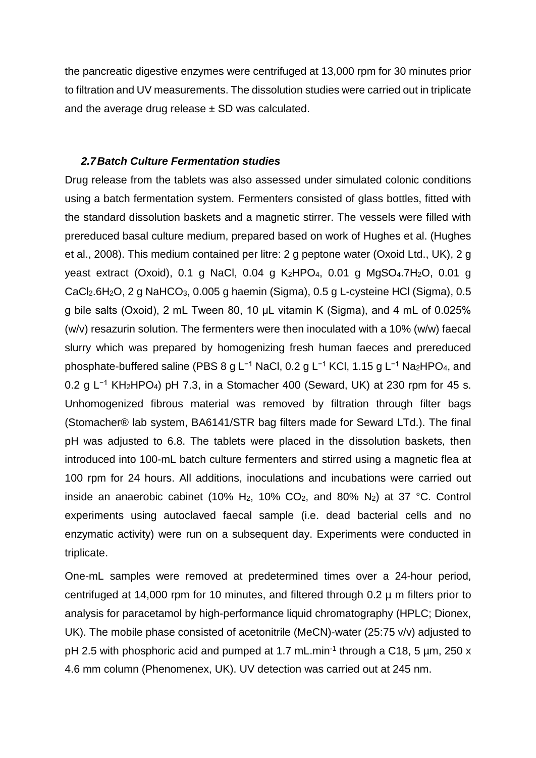the pancreatic digestive enzymes were centrifuged at 13,000 rpm for 30 minutes prior to filtration and UV measurements. The dissolution studies were carried out in triplicate and the average drug release ± SD was calculated.

### *2.7 Batch Culture Fermentation studies*

Drug release from the tablets was also assessed under simulated colonic conditions using a batch fermentation system. Fermenters consisted of glass bottles, fitted with the standard dissolution baskets and a magnetic stirrer. The vessels were filled with prereduced basal culture medium, prepared based on work of Hughes et al. (Hughes et al., 2008). This medium contained per litre: 2 g peptone water (Oxoid Ltd., UK), 2 g yeast extract (Oxoid), 0.1 g NaCl, 0.04 g $K_2HPO_4$, 0.01 g $MgSO_4.7H_2O$, 0.01 g $CaCl_2.6H_2O$, 2 g $NaHCO_3$, 0.005 g haemin (Sigma), 0.5 g L-cysteine HCl (Sigma), 0.5 g bile salts (Oxoid), 2 mL Tween 80, 10 μL vitamin K (Sigma), and 4 mL of 0.025% (w/v) resazurin solution. The fermenters were then inoculated with a 10% (w/w) faecal slurry which was prepared by homogenizing fresh human faeces and prereduced phosphate-buffered saline (PBS 8 g $L^{-1}$ NaCl, 0.2 g $L^{-1}$ KCl, 1.15 g $L^{-1}$ $Na_2HPO_4$, and 0.2 g $L^{-1}$ $KH_2HPO_4$) pH 7.3, in a Stomacher 400 (Seward, UK) at 230 rpm for 45 s. Unhomogenized fibrous material was removed by filtration through filter bags (Stomacher® lab system, BA6141/STR bag filters made for Seward LTd.). The final pH was adjusted to 6.8. The tablets were placed in the dissolution baskets, then introduced into 100-mL batch culture fermenters and stirred using a magnetic flea at 100 rpm for 24 hours. All additions, inoculations and incubations were carried out inside an anaerobic cabinet (10% $H_2$, 10% $CO_2$, and 80% $N_2$) at 37 °C. Control experiments using autoclaved faecal sample (i.e. dead bacterial cells and no enzymatic activity) were run on a subsequent day. Experiments were conducted in triplicate.

One-mL samples were removed at predetermined times over a 24-hour period, centrifuged at 14,000 rpm for 10 minutes, and filtered through 0.2 μ m filters prior to analysis for paracetamol by high-performance liquid chromatography (HPLC; Dionex, UK). The mobile phase consisted of acetonitrile (MeCN)-water (25:75 v/v) adjusted to pH 2.5 with phosphoric acid and pumped at 1.7 $mL.min^{-1}$ through a C18, 5 μm, 250 x 4.6 mm column (Phenomenex, UK). UV detection was carried out at 245 nm.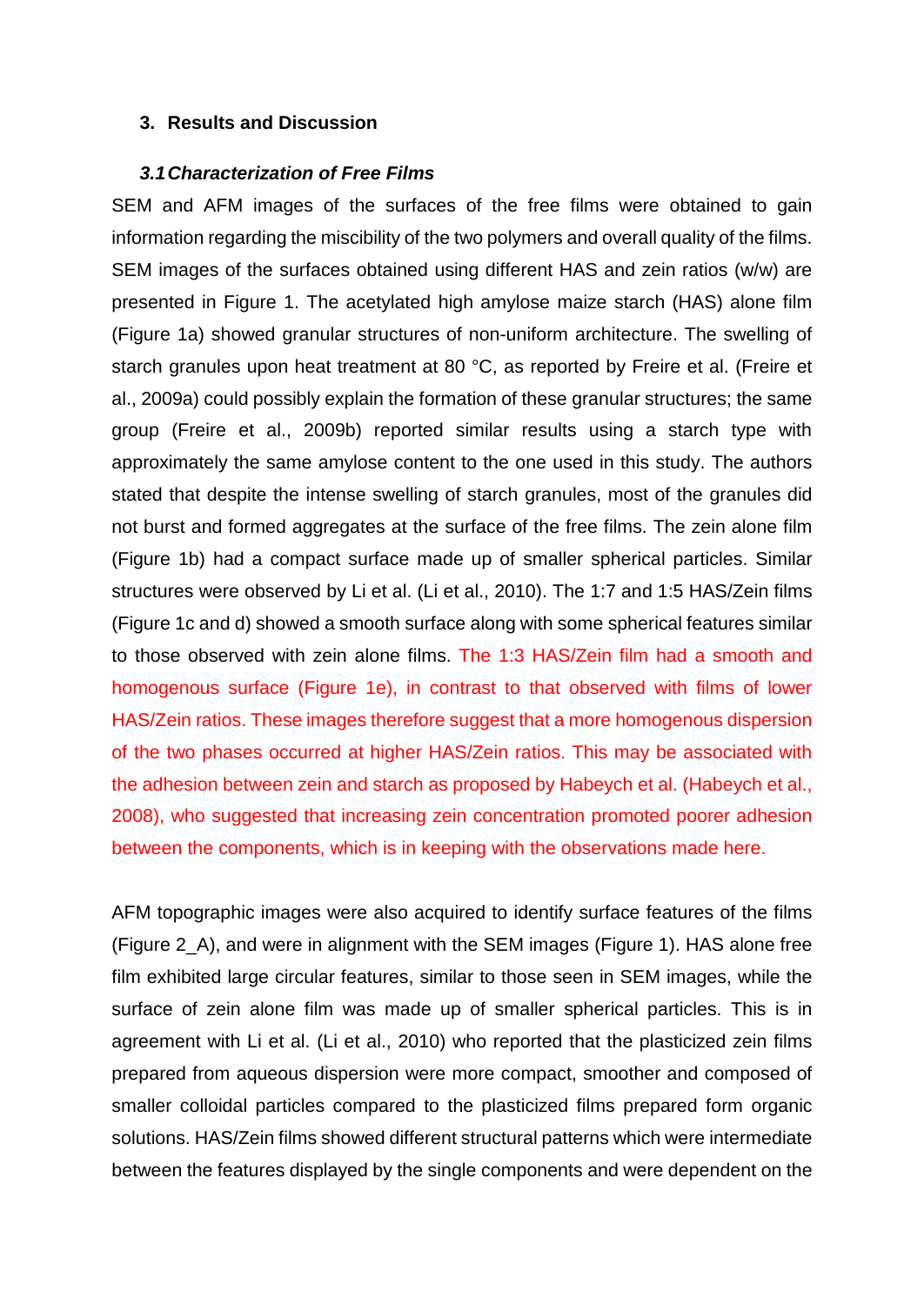## 3. Results and Discussion

### *3.1 Characterization of Free Films*

SEM and AFM images of the surfaces of the free films were obtained to gain information regarding the miscibility of the two polymers and overall quality of the films. SEM images of the surfaces obtained using different HAS and zein ratios (w/w) are presented in Figure 1. The acetylated high amylose maize starch (HAS) alone film (Figure 1a) showed granular structures of non-uniform architecture. The swelling of starch granules upon heat treatment at 80 °C, as reported by Freire et al. (Freire et al., 2009a) could possibly explain the formation of these granular structures; the same group (Freire et al., 2009b) reported similar results using a starch type with approximately the same amylose content to the one used in this study. The authors stated that despite the intense swelling of starch granules, most of the granules did not burst and formed aggregates at the surface of the free films. The zein alone film (Figure 1b) had a compact surface made up of smaller spherical particles. Similar structures were observed by Li et al. (Li et al., 2010). The 1:7 and 1:5 HAS/Zein films (Figure 1c and d) showed a smooth surface along with some spherical features similar to those observed with zein alone films. The 1:3 HAS/Zein film had a smooth and homogenous surface (Figure 1e), in contrast to that observed with films of lower HAS/Zein ratios. These images therefore suggest that a more homogenous dispersion of the two phases occurred at higher HAS/Zein ratios. This may be associated with the adhesion between zein and starch as proposed by Habeych et al. (Habeych et al., 2008), who suggested that increasing zein concentration promoted poorer adhesion between the components, which is in keeping with the observations made here.

AFM topographic images were also acquired to identify surface features of the films (Figure 2_A), and were in alignment with the SEM images (Figure 1). HAS alone free film exhibited large circular features, similar to those seen in SEM images, while the surface of zein alone film was made up of smaller spherical particles. This is in agreement with Li et al. (Li et al., 2010) who reported that the plasticized zein films prepared from aqueous dispersion were more compact, smoother and composed of smaller colloidal particles compared to the plasticized films prepared form organic solutions. HAS/Zein films showed different structural patterns which were intermediate between the features displayed by the single components and were dependent on the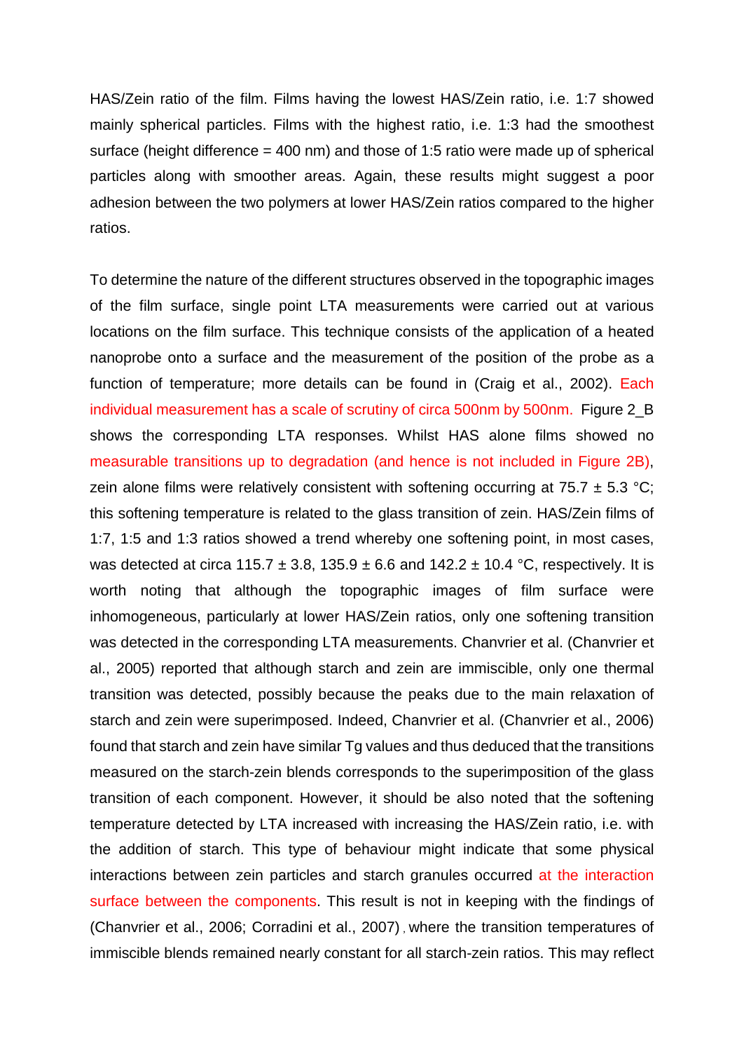HAS/Zein ratio of the film. Films having the lowest HAS/Zein ratio, i.e. 1:7 showed mainly spherical particles. Films with the highest ratio, i.e. 1:3 had the smoothest surface (height difference = 400 nm) and those of 1:5 ratio were made up of spherical particles along with smoother areas. Again, these results might suggest a poor adhesion between the two polymers at lower HAS/Zein ratios compared to the higher ratios.

To determine the nature of the different structures observed in the topographic images of the film surface, single point LTA measurements were carried out at various locations on the film surface. This technique consists of the application of a heated nanoprobe onto a surface and the measurement of the position of the probe as a function of temperature; more details can be found in (Craig et al., 2002). Each individual measurement has a scale of scrutiny of circa 500nm by 500nm. Figure 2_B shows the corresponding LTA responses. Whilst HAS alone films showed no measurable transitions up to degradation (and hence is not included in Figure 2B), zein alone films were relatively consistent with softening occurring at 75.7 ± 5.3 °C; this softening temperature is related to the glass transition of zein. HAS/Zein films of 1:7, 1:5 and 1:3 ratios showed a trend whereby one softening point, in most cases, was detected at circa 115.7 ± 3.8, 135.9 ± 6.6 and 142.2 ± 10.4 °C, respectively. It is worth noting that although the topographic images of film surface were inhomogeneous, particularly at lower HAS/Zein ratios, only one softening transition was detected in the corresponding LTA measurements. Chanvrier et al. (Chanvrier et al., 2005) reported that although starch and zein are immiscible, only one thermal transition was detected, possibly because the peaks due to the main relaxation of starch and zein were superimposed. Indeed, Chanvrier et al. (Chanvrier et al., 2006) found that starch and zein have similar Tg values and thus deduced that the transitions measured on the starch-zein blends corresponds to the superimposition of the glass transition of each component. However, it should be also noted that the softening temperature detected by LTA increased with increasing the HAS/Zein ratio, i.e. with the addition of starch. This type of behaviour might indicate that some physical interactions between zein particles and starch granules occurred at the interaction surface between the components. This result is not in keeping with the findings of (Chanvrier et al., 2006; Corradini et al., 2007), where the transition temperatures of immiscible blends remained nearly constant for all starch-zein ratios. This may reflect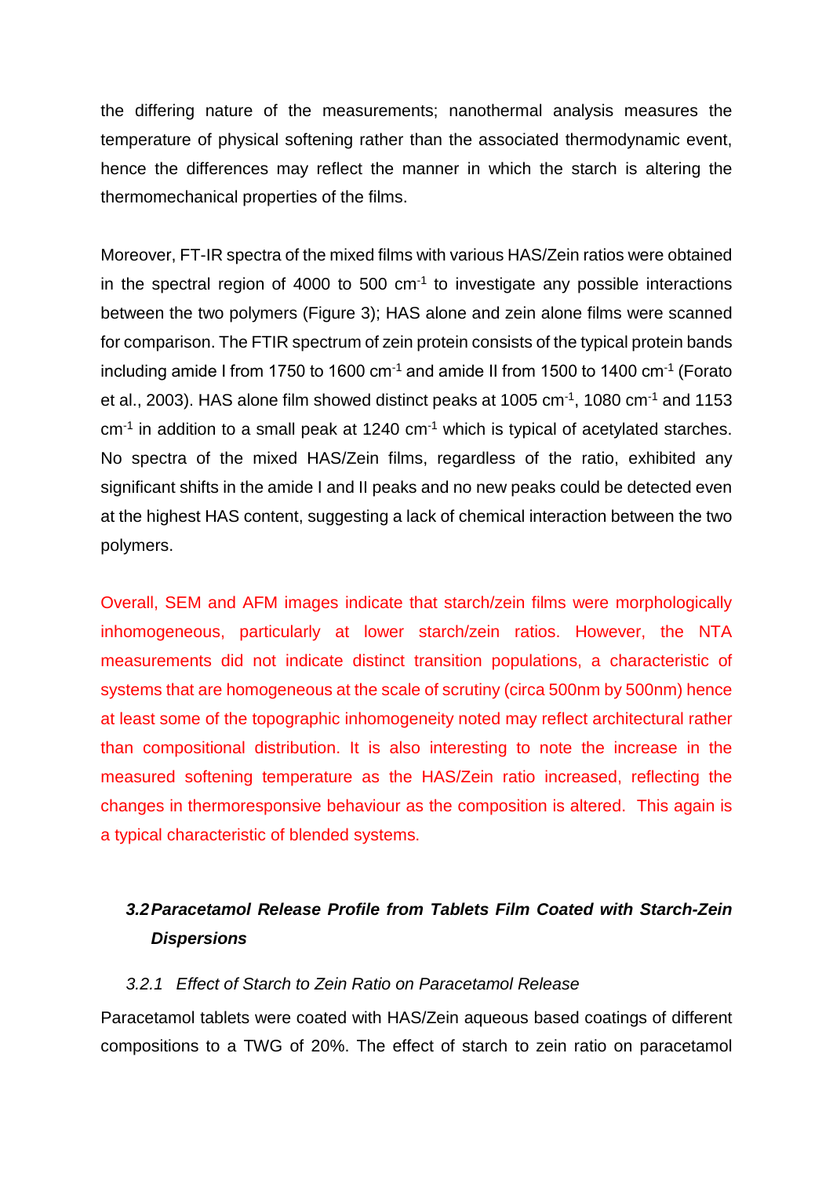the differing nature of the measurements; nanothermal analysis measures the temperature of physical softening rather than the associated thermodynamic event, hence the differences may reflect the manner in which the starch is altering the thermomechanical properties of the films.

Moreover, FT-IR spectra of the mixed films with various HAS/Zein ratios were obtained in the spectral region of 4000 to 500 $cm^{-1}$ to investigate any possible interactions between the two polymers (Figure 3); HAS alone and zein alone films were scanned for comparison. The FTIR spectrum of zein protein consists of the typical protein bands including amide I from 1750 to 1600 $cm^{-1}$ and amide II from 1500 to 1400 $cm^{-1}$ (Forato et al., 2003). HAS alone film showed distinct peaks at 1005 $cm^{-1}$, 1080 $cm^{-1}$ and 1153 $cm^{-1}$ in addition to a small peak at 1240 $cm^{-1}$ which is typical of acetylated starches. No spectra of the mixed HAS/Zein films, regardless of the ratio, exhibited any significant shifts in the amide I and II peaks and no new peaks could be detected even at the highest HAS content, suggesting a lack of chemical interaction between the two polymers.

Overall, SEM and AFM images indicate that starch/zein films were morphologically inhomogeneous, particularly at lower starch/zein ratios. However, the NTA measurements did not indicate distinct transition populations, a characteristic of systems that are homogeneous at the scale of scrutiny (circa 500nm by 500nm) hence at least some of the topographic inhomogeneity noted may reflect architectural rather than compositional distribution. It is also interesting to note the increase in the measured softening temperature as the HAS/Zein ratio increased, reflecting the changes in thermoresponsive behaviour as the composition is altered. This again is a typical characteristic of blended systems.

### *3.2 Paracetamol Release Profile from Tablets Film Coated with Starch-Zein Dispersions*

#### *3.2.1 Effect of Starch to Zein Ratio on Paracetamol Release*

Paracetamol tablets were coated with HAS/Zein aqueous based coatings of different compositions to a TWG of 20%. The effect of starch to zein ratio on paracetamol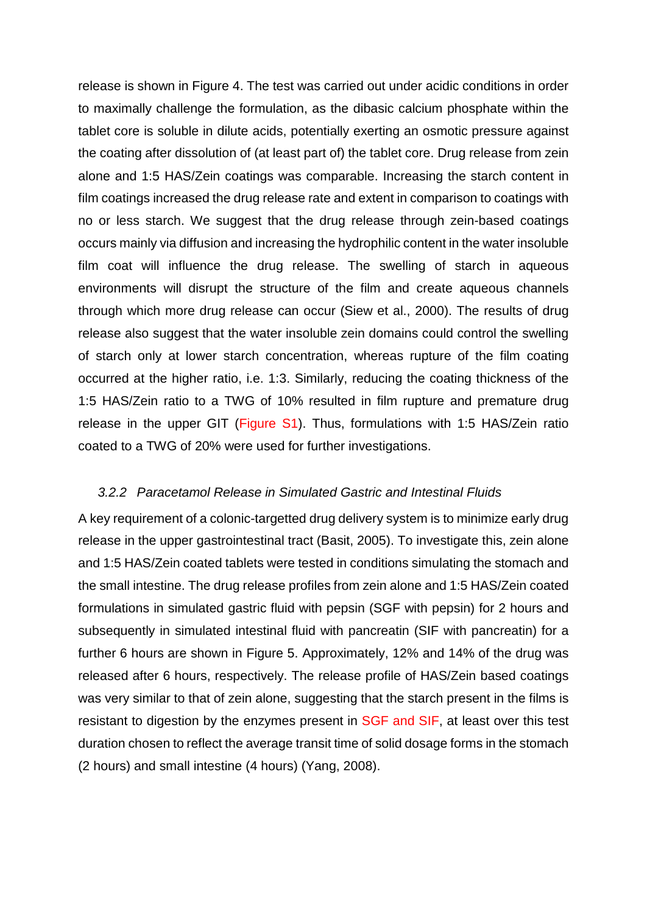release is shown in Figure 4. The test was carried out under acidic conditions in order to maximally challenge the formulation, as the dibasic calcium phosphate within the tablet core is soluble in dilute acids, potentially exerting an osmotic pressure against the coating after dissolution of (at least part of) the tablet core. Drug release from zein alone and 1:5 HAS/Zein coatings was comparable. Increasing the starch content in film coatings increased the drug release rate and extent in comparison to coatings with no or less starch. We suggest that the drug release through zein-based coatings occurs mainly via diffusion and increasing the hydrophilic content in the water insoluble film coat will influence the drug release. The swelling of starch in aqueous environments will disrupt the structure of the film and create aqueous channels through which more drug release can occur (Siew et al., 2000). The results of drug release also suggest that the water insoluble zein domains could control the swelling of starch only at lower starch concentration, whereas rupture of the film coating occurred at the higher ratio, i.e. 1:3. Similarly, reducing the coating thickness of the 1:5 HAS/Zein ratio to a TWG of 10% resulted in film rupture and premature drug release in the upper GIT (Figure S1). Thus, formulations with 1:5 HAS/Zein ratio coated to a TWG of 20% were used for further investigations.

### *3.2.2 Paracetamol Release in Simulated Gastric and Intestinal Fluids*

A key requirement of a colonic-targetted drug delivery system is to minimize early drug release in the upper gastrointestinal tract (Basit, 2005). To investigate this, zein alone and 1:5 HAS/Zein coated tablets were tested in conditions simulating the stomach and the small intestine. The drug release profiles from zein alone and 1:5 HAS/Zein coated formulations in simulated gastric fluid with pepsin (SGF with pepsin) for 2 hours and subsequently in simulated intestinal fluid with pancreatin (SIF with pancreatin) for a further 6 hours are shown in Figure 5. Approximately, 12% and 14% of the drug was released after 6 hours, respectively. The release profile of HAS/Zein based coatings was very similar to that of zein alone, suggesting that the starch present in the films is resistant to digestion by the enzymes present in SGF and SIF, at least over this test duration chosen to reflect the average transit time of solid dosage forms in the stomach (2 hours) and small intestine (4 hours) (Yang, 2008).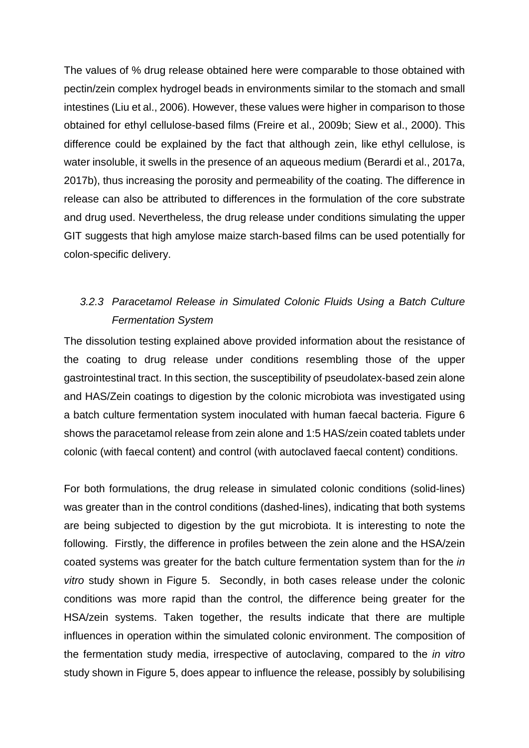The values of % drug release obtained here were comparable to those obtained with pectin/zein complex hydrogel beads in environments similar to the stomach and small intestines (Liu et al., 2006). However, these values were higher in comparison to those obtained for ethyl cellulose-based films (Freire et al., 2009b; Siew et al., 2000). This difference could be explained by the fact that although zein, like ethyl cellulose, is water insoluble, it swells in the presence of an aqueous medium (Berardi et al., 2017a, 2017b), thus increasing the porosity and permeability of the coating. The difference in release can also be attributed to differences in the formulation of the core substrate and drug used. Nevertheless, the drug release under conditions simulating the upper GIT suggests that high amylose maize starch-based films can be used potentially for colon-specific delivery.

### *3.2.3 Paracetamol Release in Simulated Colonic Fluids Using a Batch Culture Fermentation System*

The dissolution testing explained above provided information about the resistance of the coating to drug release under conditions resembling those of the upper gastrointestinal tract. In this section, the susceptibility of pseudolatex-based zein alone and HAS/Zein coatings to digestion by the colonic microbiota was investigated using a batch culture fermentation system inoculated with human faecal bacteria. Figure 6 shows the paracetamol release from zein alone and 1:5 HAS/zein coated tablets under colonic (with faecal content) and control (with autoclaved faecal content) conditions.

For both formulations, the drug release in simulated colonic conditions (solid-lines) was greater than in the control conditions (dashed-lines), indicating that both systems are being subjected to digestion by the gut microbiota. It is interesting to note the following. Firstly, the difference in profiles between the zein alone and the HSA/zein coated systems was greater for the batch culture fermentation system than for the *in vitro* study shown in Figure 5. Secondly, in both cases release under the colonic conditions was more rapid than the control, the difference being greater for the HSA/zein systems. Taken together, the results indicate that there are multiple influences in operation within the simulated colonic environment. The composition of the fermentation study media, irrespective of autoclaving, compared to the *in vitro* study shown in Figure 5, does appear to influence the release, possibly by solubilising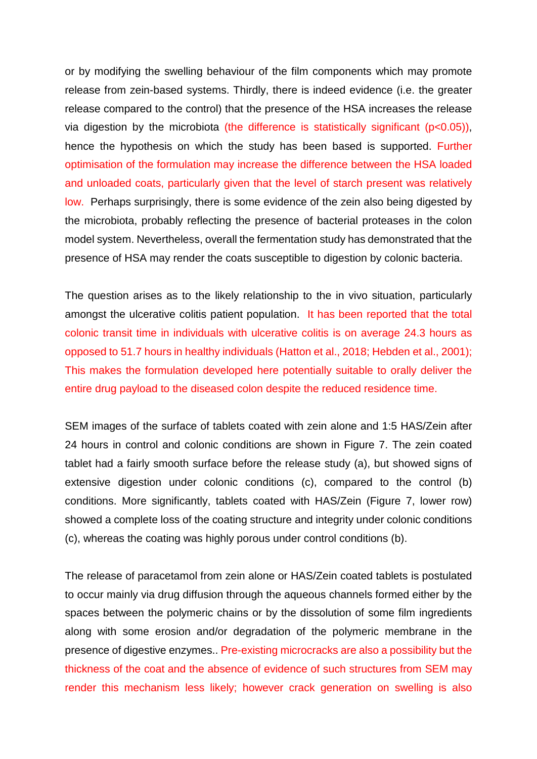or by modifying the swelling behaviour of the film components which may promote release from zein-based systems. Thirdly, there is indeed evidence (i.e. the greater release compared to the control) that the presence of the HSA increases the release via digestion by the microbiota (the difference is statistically significant ($p<0.05$)), hence the hypothesis on which the study has been based is supported. Further optimisation of the formulation may increase the difference between the HSA loaded and unloaded coats, particularly given that the level of starch present was relatively low. Perhaps surprisingly, there is some evidence of the zein also being digested by the microbiota, probably reflecting the presence of bacterial proteases in the colon model system. Nevertheless, overall the fermentation study has demonstrated that the presence of HSA may render the coats susceptible to digestion by colonic bacteria.

The question arises as to the likely relationship to the in vivo situation, particularly amongst the ulcerative colitis patient population. It has been reported that the total colonic transit time in individuals with ulcerative colitis is on average 24.3 hours as opposed to 51.7 hours in healthy individuals (Hatton et al., 2018; Hebden et al., 2001); This makes the formulation developed here potentially suitable to orally deliver the entire drug payload to the diseased colon despite the reduced residence time.

SEM images of the surface of tablets coated with zein alone and 1:5 HAS/Zein after 24 hours in control and colonic conditions are shown in Figure 7. The zein coated tablet had a fairly smooth surface before the release study (a), but showed signs of extensive digestion under colonic conditions (c), compared to the control (b) conditions. More significantly, tablets coated with HAS/Zein (Figure 7, lower row) showed a complete loss of the coating structure and integrity under colonic conditions (c), whereas the coating was highly porous under control conditions (b).

The release of paracetamol from zein alone or HAS/Zein coated tablets is postulated to occur mainly via drug diffusion through the aqueous channels formed either by the spaces between the polymeric chains or by the dissolution of some film ingredients along with some erosion and/or degradation of the polymeric membrane in the presence of digestive enzymes.. Pre-existing microcracks are also a possibility but the thickness of the coat and the absence of evidence of such structures from SEM may render this mechanism less likely; however crack generation on swelling is also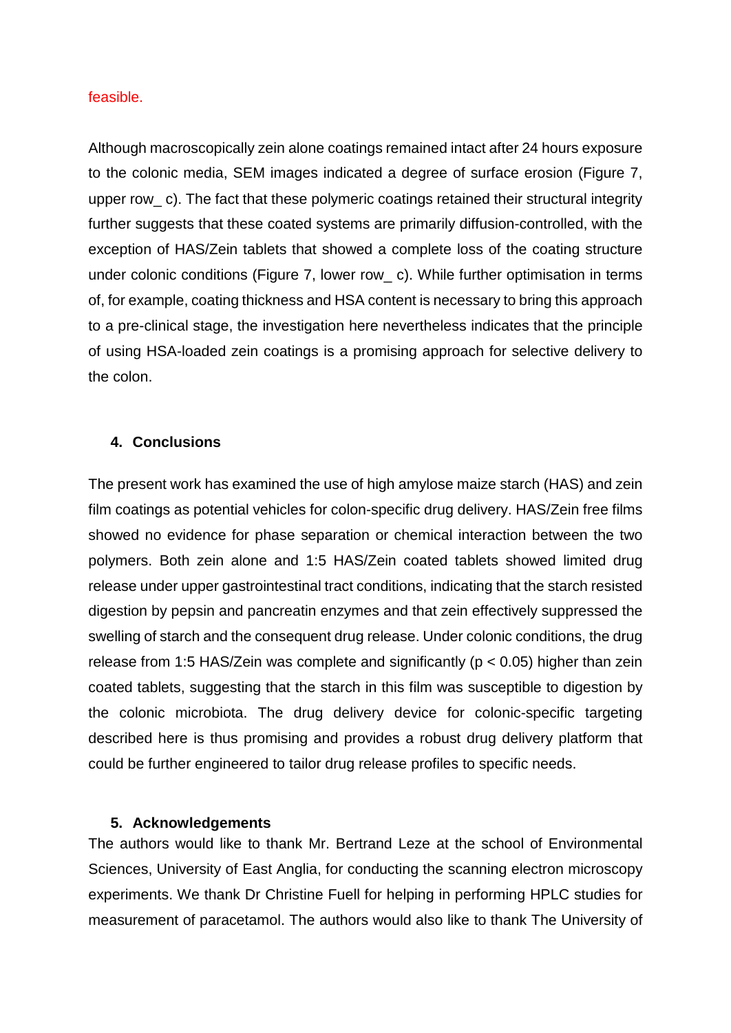feasible.

Although macroscopically zein alone coatings remained intact after 24 hours exposure to the colonic media, SEM images indicated a degree of surface erosion (Figure 7, upper row_ c). The fact that these polymeric coatings retained their structural integrity further suggests that these coated systems are primarily diffusion-controlled, with the exception of HAS/Zein tablets that showed a complete loss of the coating structure under colonic conditions (Figure 7, lower row_ c). While further optimisation in terms of, for example, coating thickness and HSA content is necessary to bring this approach to a pre-clinical stage, the investigation here nevertheless indicates that the principle of using HSA-loaded zein coatings is a promising approach for selective delivery to the colon.

## 4. Conclusions

The present work has examined the use of high amylose maize starch (HAS) and zein film coatings as potential vehicles for colon-specific drug delivery. HAS/Zein free films showed no evidence for phase separation or chemical interaction between the two polymers. Both zein alone and 1:5 HAS/Zein coated tablets showed limited drug release under upper gastrointestinal tract conditions, indicating that the starch resisted digestion by pepsin and pancreatin enzymes and that zein effectively suppressed the swelling of starch and the consequent drug release. Under colonic conditions, the drug release from 1:5 HAS/Zein was complete and significantly ($p < 0.05$) higher than zein coated tablets, suggesting that the starch in this film was susceptible to digestion by the colonic microbiota. The drug delivery device for colonic-specific targeting described here is thus promising and provides a robust drug delivery platform that could be further engineered to tailor drug release profiles to specific needs.

## 5. Acknowledgements

The authors would like to thank Mr. Bertrand Leze at the school of Environmental Sciences, University of East Anglia, for conducting the scanning electron microscopy experiments. We thank Dr Christine Fuell for helping in performing HPLC studies for measurement of paracetamol. The authors would also like to thank The University of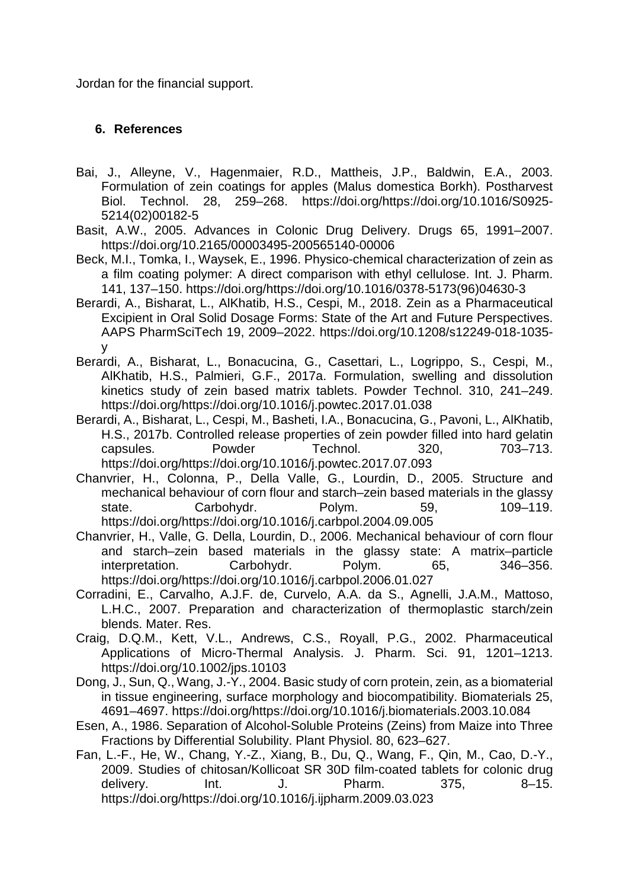Jordan for the financial support.

## 6. References

Bai, J., Alleyne, V., Hagenmaier, R.D., Mattheis, J.P., Baldwin, E.A., 2003. Formulation of zein coatings for apples (Malus domestica Borkh). Postharvest Biol. Technol. 28, 259–268. https://doi.org/https://doi.org/10.1016/S0925-5214(02)00182-5

Basit, A.W., 2005. Advances in Colonic Drug Delivery. Drugs 65, 1991–2007. https://doi.org/10.2165/00003495-200565140-00006

Beck, M.I., Tomka, I., Waysek, E., 1996. Physico-chemical characterization of zein as a film coating polymer: A direct comparison with ethyl cellulose. Int. J. Pharm. 141, 137–150. https://doi.org/https://doi.org/10.1016/0378-5173(96)04630-3

Berardi, A., Bisharat, L., AlKhatib, H.S., Cespi, M., 2018. Zein as a Pharmaceutical Excipient in Oral Solid Dosage Forms: State of the Art and Future Perspectives. AAPS PharmSciTech 19, 2009–2022. https://doi.org/10.1208/s12249-018-1035-y

Berardi, A., Bisharat, L., Bonacucina, G., Casettari, L., Logrippo, S., Cespi, M., AlKhatib, H.S., Palmieri, G.F., 2017a. Formulation, swelling and dissolution kinetics study of zein based matrix tablets. Powder Technol. 310, 241–249. https://doi.org/https://doi.org/10.1016/j.powtec.2017.01.038

Berardi, A., Bisharat, L., Cespi, M., Basheti, I.A., Bonacucina, G., Pavoni, L., AlKhatib, H.S., 2017b. Controlled release properties of zein powder filled into hard gelatin capsules. Powder Technol. 320, 703–713. https://doi.org/https://doi.org/10.1016/j.powtec.2017.07.093

Chanvrier, H., Colonna, P., Della Valle, G., Lourdin, D., 2005. Structure and mechanical behaviour of corn flour and starch–zein based materials in the glassy state. Carbohydr. Polym. 59, 109–119. https://doi.org/https://doi.org/10.1016/j.carbpol.2004.09.005

Chanvrier, H., Valle, G. Della, Lourdin, D., 2006. Mechanical behaviour of corn flour and starch–zein based materials in the glassy state: A matrix–particle interpretation. Carbohydr. Polym. 65, 346–356. https://doi.org/https://doi.org/10.1016/j.carbpol.2006.01.027

Corradini, E., Carvalho, A.J.F. de, Curvelo, A.A. da S., Agnelli, J.A.M., Mattoso, L.H.C., 2007. Preparation and characterization of thermoplastic starch/zein blends. Mater. Res.

Craig, D.Q.M., Kett, V.L., Andrews, C.S., Royall, P.G., 2002. Pharmaceutical Applications of Micro-Thermal Analysis. J. Pharm. Sci. 91, 1201–1213. https://doi.org/10.1002/jps.10103

Dong, J., Sun, Q., Wang, J.-Y., 2004. Basic study of corn protein, zein, as a biomaterial in tissue engineering, surface morphology and biocompatibility. Biomaterials 25, 4691–4697. https://doi.org/https://doi.org/10.1016/j.biomaterials.2003.10.084

Esen, A., 1986. Separation of Alcohol-Soluble Proteins (Zeins) from Maize into Three Fractions by Differential Solubility. Plant Physiol. 80, 623–627.

Fan, L.-F., He, W., Chang, Y.-Z., Xiang, B., Du, Q., Wang, F., Qin, M., Cao, D.-Y., 2009. Studies of chitosan/Kollicoat SR 30D film-coated tablets for colonic drug delivery. Int. J. Pharm. 375, 8–15. https://doi.org/https://doi.org/10.1016/j.ijpharm.2009.03.023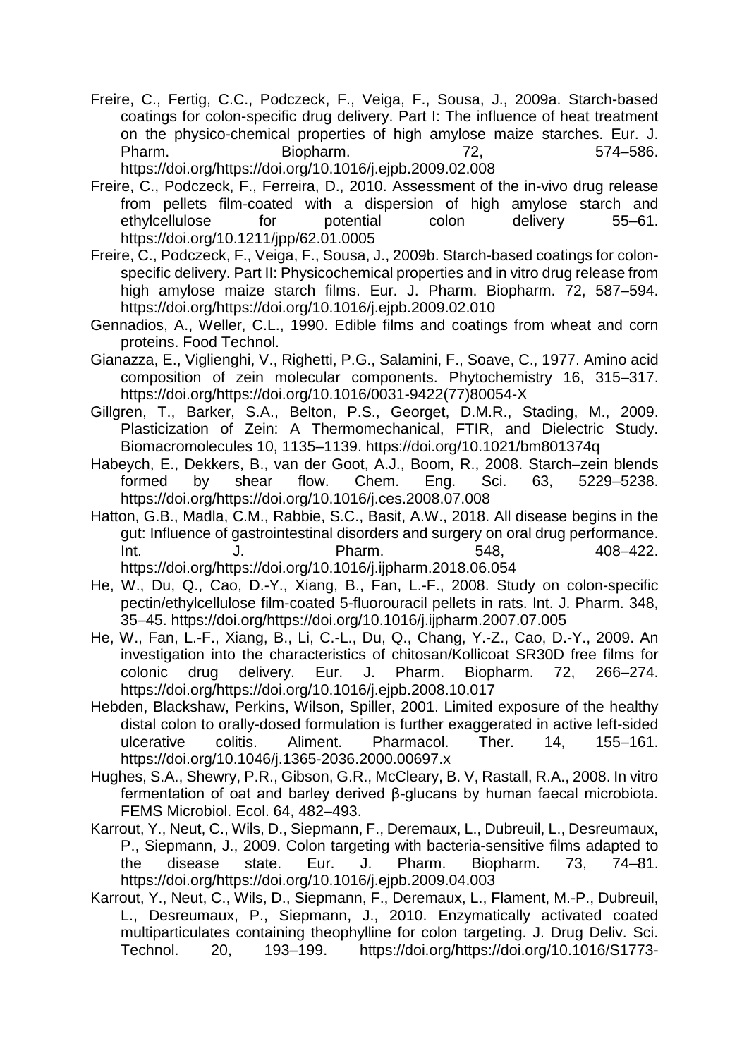Freire, C., Fertig, C.C., Podczeck, F., Veiga, F., Sousa, J., 2009a. Starch-based coatings for colon-specific drug delivery. Part I: The influence of heat treatment on the physico-chemical properties of high amylose maize starches. Eur. J. Pharm. Biopharm. 72, 574–586. https://doi.org/https://doi.org/10.1016/j.ejpb.2009.02.008

Freire, C., Podczeck, F., Ferreira, D., 2010. Assessment of the in-vivo drug release from pellets film-coated with a dispersion of high amylose starch and ethylcellulose for potential colon delivery 55–61. https://doi.org/10.1211/jpp/62.01.0005

Freire, C., Podczeck, F., Veiga, F., Sousa, J., 2009b. Starch-based coatings for colon-specific delivery. Part II: Physicochemical properties and in vitro drug release from high amylose maize starch films. Eur. J. Pharm. Biopharm. 72, 587–594. https://doi.org/https://doi.org/10.1016/j.ejpb.2009.02.010

Gennadios, A., Weller, C.L., 1990. Edible films and coatings from wheat and corn proteins. Food Technol.

Gianazza, E., Viglienghi, V., Righetti, P.G., Salamini, F., Soave, C., 1977. Amino acid composition of zein molecular components. Phytochemistry 16, 315–317. https://doi.org/https://doi.org/10.1016/0031-9422(77)80054-X

Gillgren, T., Barker, S.A., Belton, P.S., Georget, D.M.R., Stading, M., 2009. Plasticization of Zein: A Thermomechanical, FTIR, and Dielectric Study. Biomacromolecules 10, 1135–1139. https://doi.org/10.1021/bm801374q

Habeych, E., Dekkers, B., van der Goot, A.J., Boom, R., 2008. Starch–zein blends formed by shear flow. Chem. Eng. Sci. 63, 5229–5238. https://doi.org/https://doi.org/10.1016/j.ces.2008.07.008

Hatton, G.B., Madla, C.M., Rabbie, S.C., Basit, A.W., 2018. All disease begins in the gut: Influence of gastrointestinal disorders and surgery on oral drug performance. Int. J. Pharm. 548, 408–422. https://doi.org/https://doi.org/10.1016/j.ijpharm.2018.06.054

He, W., Du, Q., Cao, D.-Y., Xiang, B., Fan, L.-F., 2008. Study on colon-specific pectin/ethylcellulose film-coated 5-fluorouracil pellets in rats. Int. J. Pharm. 348, 35–45. https://doi.org/https://doi.org/10.1016/j.ijpharm.2007.07.005

He, W., Fan, L.-F., Xiang, B., Li, C.-L., Du, Q., Chang, Y.-Z., Cao, D.-Y., 2009. An investigation into the characteristics of chitosan/Kollicoat SR30D free films for colonic drug delivery. Eur. J. Pharm. Biopharm. 72, 266–274. https://doi.org/https://doi.org/10.1016/j.ejpb.2008.10.017

Hebden, Blackshaw, Perkins, Wilson, Spiller, 2001. Limited exposure of the healthy distal colon to orally-dosed formulation is further exaggerated in active left-sided ulcerative colitis. Aliment. Pharmacol. Ther. 14, 155–161. https://doi.org/10.1046/j.1365-2036.2000.00697.x

Hughes, S.A., Shewry, P.R., Gibson, G.R., McCleary, B. V, Rastall, R.A., 2008. In vitro fermentation of oat and barley derived β-glucans by human faecal microbiota. FEMS Microbiol. Ecol. 64, 482–493.

Karrout, Y., Neut, C., Wils, D., Siepmann, F., Deremaux, L., Dubreuil, L., Desreumaux, P., Siepmann, J., 2009. Colon targeting with bacteria-sensitive films adapted to the disease state. Eur. J. Pharm. Biopharm. 73, 74–81. https://doi.org/https://doi.org/10.1016/j.ejpb.2009.04.003

Karrout, Y., Neut, C., Wils, D., Siepmann, F., Deremaux, L., Flament, M.-P., Dubreuil, L., Desreumaux, P., Siepmann, J., 2010. Enzymatically activated coated multiparticulates containing theophylline for colon targeting. J. Drug Deliv. Sci. Technol. 20, 193–199. https://doi.org/https://doi.org/10.1016/S1773-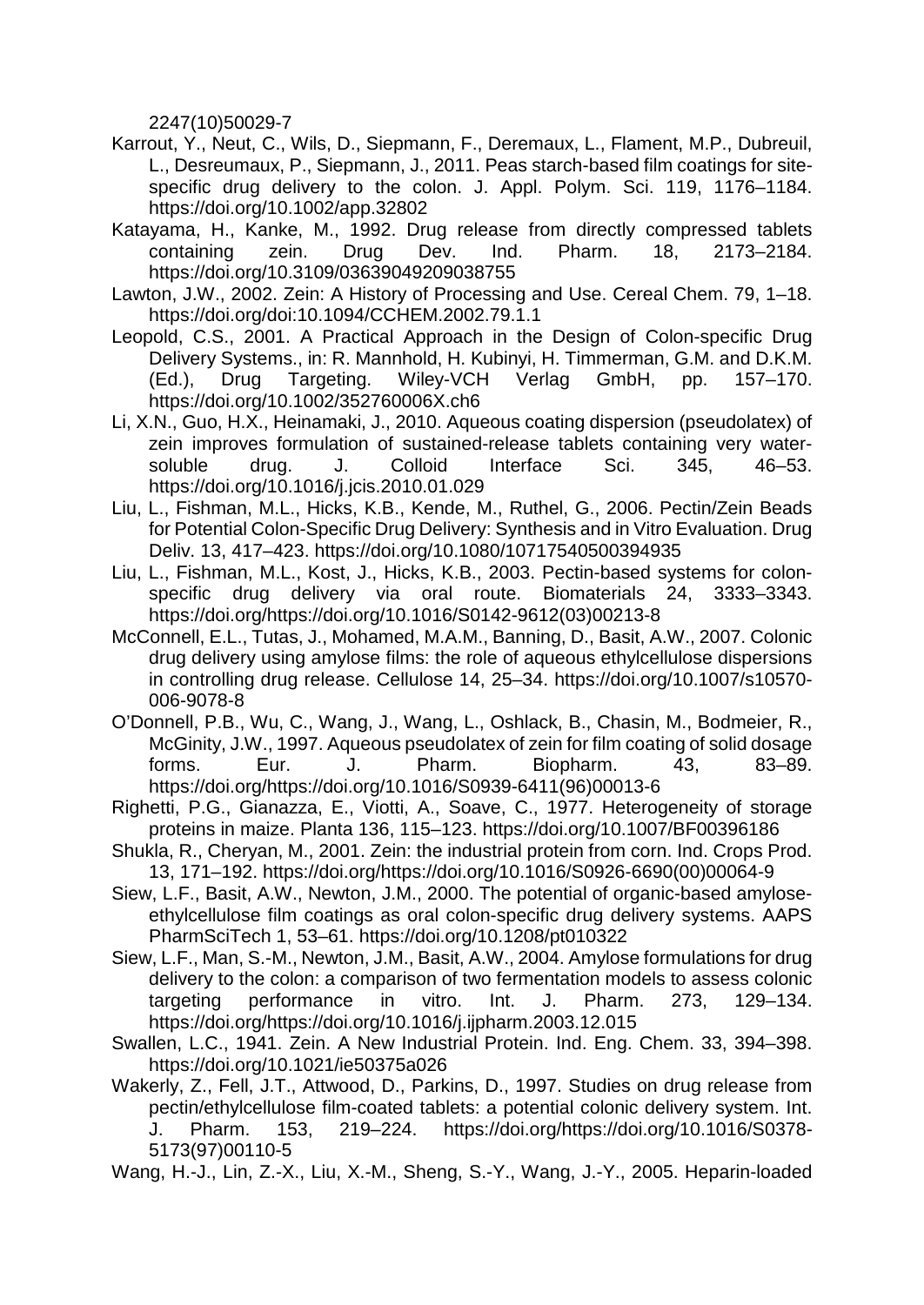2247(10)50029-7

Karrout, Y., Neut, C., Wils, D., Siepmann, F., Deremaux, L., Flament, M.P., Dubreuil, L., Desreumaux, P., Siepmann, J., 2011. Peas starch-based film coatings for site-specific drug delivery to the colon. J. Appl. Polym. Sci. 119, 1176–1184. https://doi.org/10.1002/app.32802

Katayama, H., Kanke, M., 1992. Drug release from directly compressed tablets containing zein. Drug Dev. Ind. Pharm. 18, 2173–2184. https://doi.org/10.3109/03639049209038755

Lawton, J.W., 2002. Zein: A History of Processing and Use. Cereal Chem. 79, 1–18. https://doi.org/doi:10.1094/CCHEM.2002.79.1.1

Leopold, C.S., 2001. A Practical Approach in the Design of Colon-specific Drug Delivery Systems., in: R. Mannhold, H. Kubinyi, H. Timmerman, G.M. and D.K.M. (Ed.), Drug Targeting. Wiley-VCH Verlag GmbH, pp. 157–170. https://doi.org/10.1002/352760006X.ch6

Li, X.N., Guo, H.X., Heinamaki, J., 2010. Aqueous coating dispersion (pseudolatex) of zein improves formulation of sustained-release tablets containing very water-soluble drug. J. Colloid Interface Sci. 345, 46–53. https://doi.org/10.1016/j.jcis.2010.01.029

Liu, L., Fishman, M.L., Hicks, K.B., Kende, M., Ruthel, G., 2006. Pectin/Zein Beads for Potential Colon-Specific Drug Delivery: Synthesis and in Vitro Evaluation. Drug Deliv. 13, 417–423. https://doi.org/10.1080/10717540500394935

Liu, L., Fishman, M.L., Kost, J., Hicks, K.B., 2003. Pectin-based systems for colon-specific drug delivery via oral route. Biomaterials 24, 3333–3343. https://doi.org/https://doi.org/10.1016/S0142-9612(03)00213-8

McConnell, E.L., Tutas, J., Mohamed, M.A.M., Banning, D., Basit, A.W., 2007. Colonic drug delivery using amylose films: the role of aqueous ethylcellulose dispersions in controlling drug release. Cellulose 14, 25–34. https://doi.org/10.1007/s10570-006-9078-8

O'Donnell, P.B., Wu, C., Wang, J., Wang, L., Oshlack, B., Chasin, M., Bodmeier, R., McGinity, J.W., 1997. Aqueous pseudolatex of zein for film coating of solid dosage forms. Eur. J. Pharm. Biopharm. 43, 83–89. https://doi.org/https://doi.org/10.1016/S0939-6411(96)00013-6

Righetti, P.G., Gianazza, E., Viotti, A., Soave, C., 1977. Heterogeneity of storage proteins in maize. Planta 136, 115–123. https://doi.org/10.1007/BF00396186

Shukla, R., Cheryan, M., 2001. Zein: the industrial protein from corn. Ind. Crops Prod. 13, 171–192. https://doi.org/https://doi.org/10.1016/S0926-6690(00)00064-9

Siew, L.F., Basit, A.W., Newton, J.M., 2000. The potential of organic-based amylose-ethylcellulose film coatings as oral colon-specific drug delivery systems. AAPS PharmSciTech 1, 53–61. https://doi.org/10.1208/pt010322

Siew, L.F., Man, S.-M., Newton, J.M., Basit, A.W., 2004. Amylose formulations for drug delivery to the colon: a comparison of two fermentation models to assess colonic targeting performance in vitro. Int. J. Pharm. 273, 129–134. https://doi.org/https://doi.org/10.1016/j.ijpharm.2003.12.015

Swallen, L.C., 1941. Zein. A New Industrial Protein. Ind. Eng. Chem. 33, 394–398. https://doi.org/10.1021/ie50375a026

Wakerly, Z., Fell, J.T., Attwood, D., Parkins, D., 1997. Studies on drug release from pectin/ethylcellulose film-coated tablets: a potential colonic delivery system. Int. J. Pharm. 153, 219–224. https://doi.org/https://doi.org/10.1016/S0378-5173(97)00110-5

Wang, H.-J., Lin, Z.-X., Liu, X.-M., Sheng, S.-Y., Wang, J.-Y., 2005. Heparin-loaded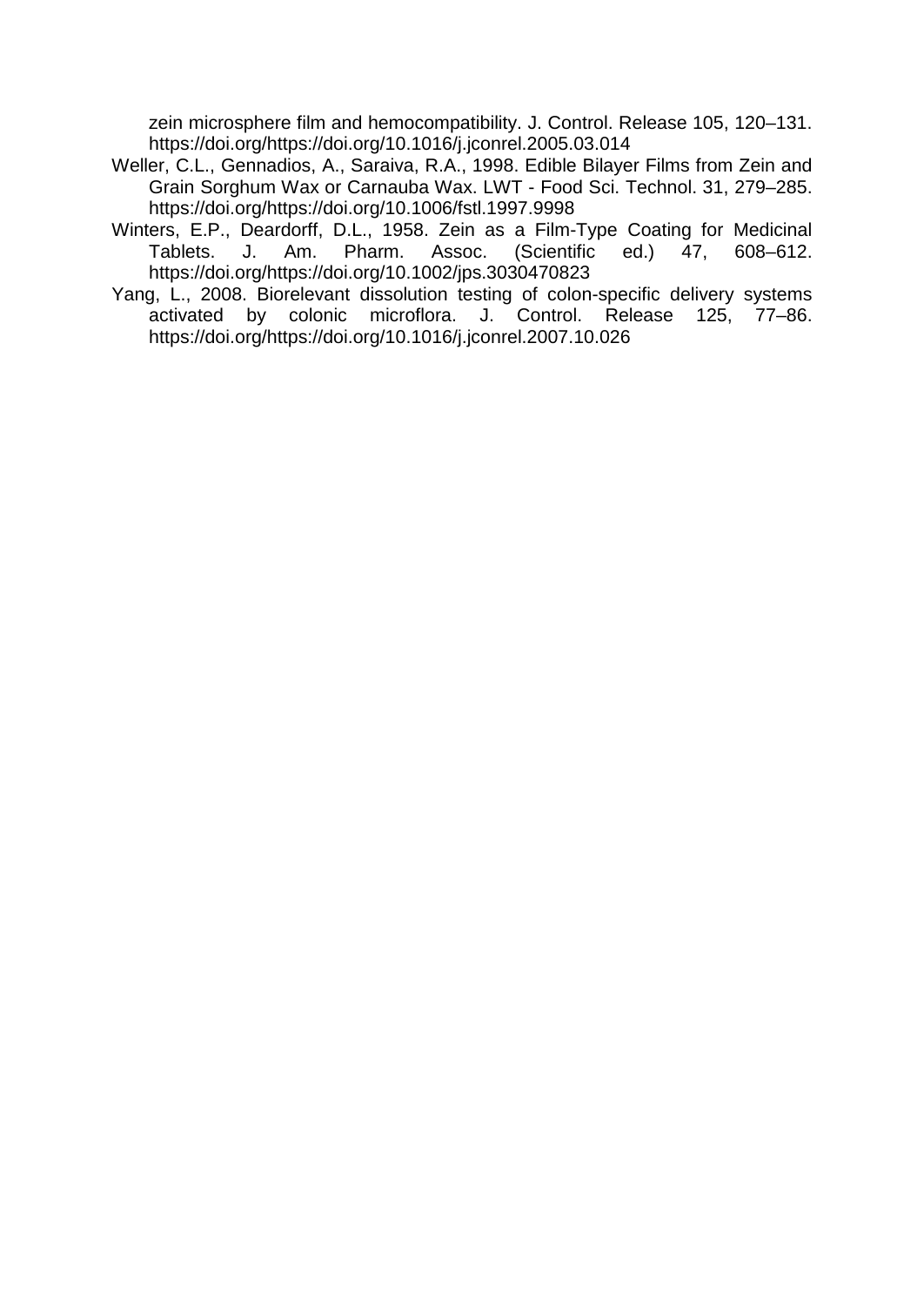zein microsphere film and hemocompatibility. J. Control. Release 105, 120–131. https://doi.org/https://doi.org/10.1016/j.jconrel.2005.03.014

Weller, C.L., Gennadios, A., Saraiva, R.A., 1998. Edible Bilayer Films from Zein and Grain Sorghum Wax or Carnauba Wax. LWT - Food Sci. Technol. 31, 279–285. https://doi.org/https://doi.org/10.1006/fstl.1997.9998

Winters, E.P., Deardorff, D.L., 1958. Zein as a Film-Type Coating for Medicinal Tablets. J. Am. Pharm. Assoc. (Scientific ed.) 47, 608–612. https://doi.org/https://doi.org/10.1002/jps.3030470823

Yang, L., 2008. Biorelevant dissolution testing of colon-specific delivery systems activated by colonic microflora. J. Control. Release 125, 77–86. https://doi.org/https://doi.org/10.1016/j.jconrel.2007.10.026